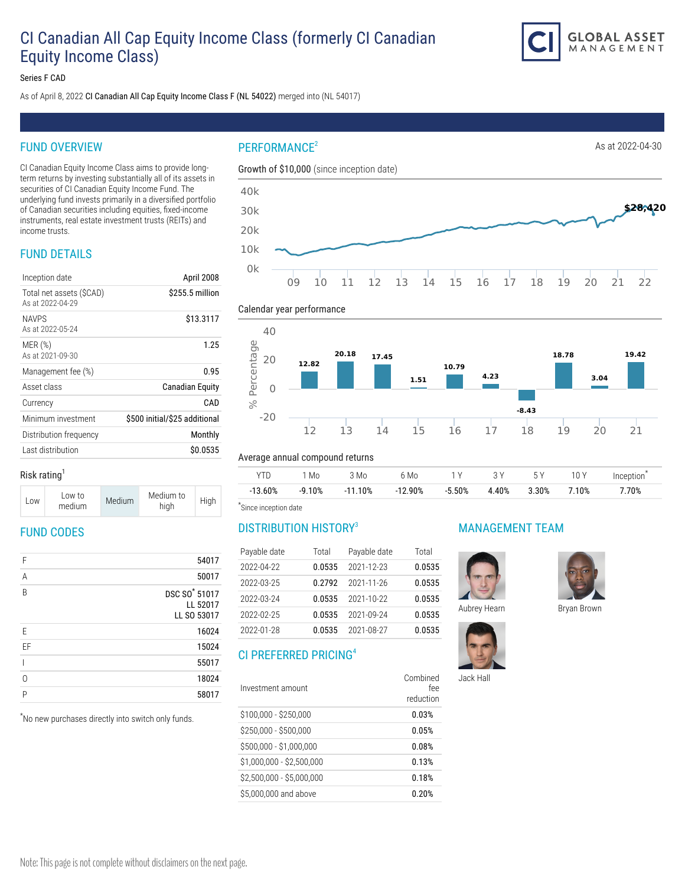# CI Canadian All Cap Equity Income Class (formerly CI Canadian Equity Income Class)

Series F CAD

As of April 8, 2022 **CI Canadian All Cap Equity Income Class F (NL 54022)** merged into (NL 54017)

## FUND OVERVIEW

CI Canadian Equity Income Class aims to provide long-term returns by investing substantially all of its assets in securities of CI Canadian Equity Income Fund. The underlying fund invests primarily in a diversified portfolio of Canadian securities including equities, fixed-income instruments, real estate investment trusts (REITs) and income trusts.

## FUND DETAILS

| | |
|---|---|
| Inception date | April 2008 |
| Total net assets ($CAD) As at 2022-04-29 | $255.5 million |
| NAVPS As at 2022-05-24 | $13.3117 |
| MER (%) As at 2021-09-30 | 1.25 |
| Management fee (%) | 0.95 |
| Asset class | Canadian Equity |
| Currency | CAD |
| Minimum investment | $500 initial/$25 additional |
| Distribution frequency | Monthly |
| Last distribution | $0.0535 |

### Risk rating[1]

| Low | Low to medium | Medium | Medium to high | High |
|---|---|---|---|---|

(Highlighted: Medium)

## FUND CODES

| | |
|---|---|
| F | 54017 |
| A | 50017 |
| B | DSC SO* 51017<br>LL 52017<br>LL SO 53017 |
| E | 16024 |
| EF | 15024 |
| I | 55017 |
| O | 18024 |
| P | 58017 |

*No new purchases directly into switch only funds.

## PERFORMANCE[2]

As at 2022-04-30

### Growth of $10,000 (since inception date)

$28,420

### Calendar year performance

| Year | 12 | 13 | 14 | 15 | 16 | 17 | 18 | 19 | 20 | 21 |
|---|---|---|---|---|---|---|---|---|---|---|
| % | 12.82 | 20.18 | 17.45 | 1.51 | 10.79 | 4.23 | -8.43 | 18.78 | 3.04 | 19.42 |

### Average annual compound returns

| YTD | 1 Mo | 3 Mo | 6 Mo | 1 Y | 3 Y | 5 Y | 10 Y | Inception* |
|---|---|---|---|---|---|---|---|---|
| -13.60% | -9.10% | -11.10% | -12.90% | -5.50% | 4.40% | 3.30% | 7.10% | 7.70% |

*Since inception date

## DISTRIBUTION HISTORY[3]

| Payable date | Total | Payable date | Total |
|---|---|---|---|
| 2022-04-22 | 0.0535 | 2021-12-23 | 0.0535 |
| 2022-03-25 | 0.2792 | 2021-11-26 | 0.0535 |
| 2022-03-24 | 0.0535 | 2021-10-22 | 0.0535 |
| 2022-02-25 | 0.0535 | 2021-09-24 | 0.0535 |
| 2022-01-28 | 0.0535 | 2021-08-27 | 0.0535 |

## CI PREFERRED PRICING[4]

| Investment amount | Combined fee reduction |
|---|---|
| $100,000 - $250,000 | 0.03% |
| $250,000 - $500,000 | 0.05% |
| $500,000 - $1,000,000 | 0.08% |
| $1,000,000 - $2,500,000 | 0.13% |
| $2,500,000 - $5,000,000 | 0.18% |
| $5,000,000 and above | 0.20% |

## MANAGEMENT TEAM

Aubrey Hearn

Bryan Brown

Jack Hall

Note: This page is not complete without disclaimers on the next page.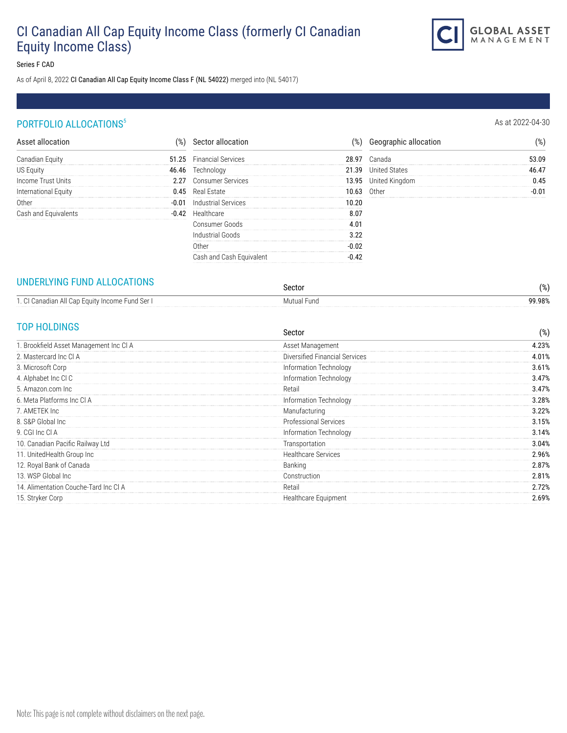# CI Canadian All Cap Equity Income Class (formerly CI Canadian Equity Income Class)

Series F CAD

As of April 8, 2022 CI Canadian All Cap Equity Income Class F (NL 54022) merged into (NL 54017)

## PORTFOLIO ALLOCATIONS[5]

As at 2022-04-30

| Asset allocation | (%) |
|---|---|
| Canadian Equity | 51.25 |
| US Equity | 46.46 |
| Income Trust Units | 2.27 |
| International Equity | 0.45 |
| Other | -0.01 |
| Cash and Equivalents | -0.42 |

| Sector allocation | (%) |
|---|---|
| Financial Services | 28.97 |
| Technology | 21.39 |
| Consumer Services | 13.95 |
| Real Estate | 10.63 |
| Industrial Services | 10.20 |
| Healthcare | 8.07 |
| Consumer Goods | 4.01 |
| Industrial Goods | 3.22 |
| Other | -0.02 |
| Cash and Cash Equivalent | -0.42 |

| Geographic allocation | (%) |
|---|---|
| Canada | 53.09 |
| United States | 46.47 |
| United Kingdom | 0.45 |
| Other | -0.01 |

## UNDERLYING FUND ALLOCATIONS

| | Sector | (%) |
|---|---|---|
| 1. CI Canadian All Cap Equity Income Fund Ser I | Mutual Fund | 99.98% |

## TOP HOLDINGS

| | Sector | (%) |
|---|---|---|
| 1. Brookfield Asset Management Inc Cl A | Asset Management | 4.23% |
| 2. Mastercard Inc Cl A | Diversified Financial Services | 4.01% |
| 3. Microsoft Corp | Information Technology | 3.61% |
| 4. Alphabet Inc Cl C | Information Technology | 3.47% |
| 5. Amazon.com Inc | Retail | 3.47% |
| 6. Meta Platforms Inc Cl A | Information Technology | 3.28% |
| 7. AMETEK Inc | Manufacturing | 3.22% |
| 8. S&P Global Inc | Professional Services | 3.15% |
| 9. CGI Inc Cl A | Information Technology | 3.14% |
| 10. Canadian Pacific Railway Ltd | Transportation | 3.04% |
| 11. UnitedHealth Group Inc | Healthcare Services | 2.96% |
| 12. Royal Bank of Canada | Banking | 2.87% |
| 13. WSP Global Inc | Construction | 2.81% |
| 14. Alimentation Couche-Tard Inc Cl A | Retail | 2.72% |
| 15. Stryker Corp | Healthcare Equipment | 2.69% |

Note: This page is not complete without disclaimers on the next page.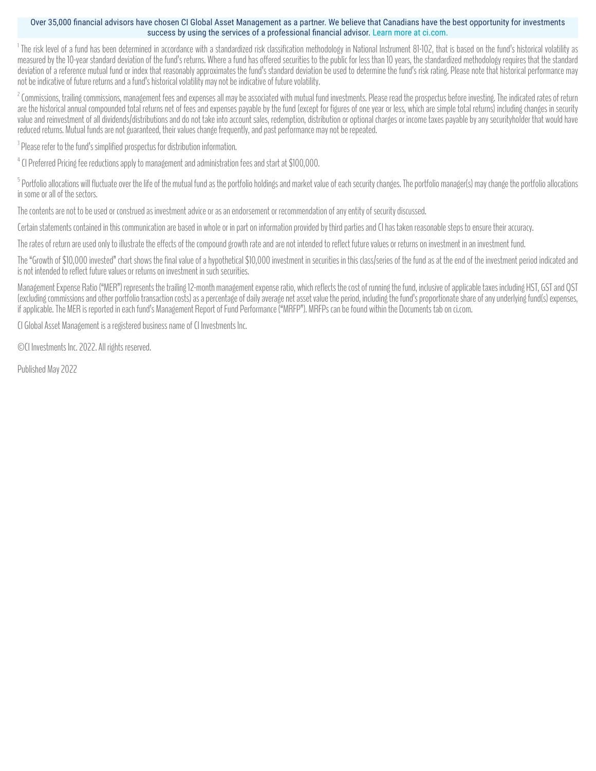Over 35,000 financial advisors have chosen CI Global Asset Management as a partner. We believe that Canadians have the best opportunity for investments success by using the services of a professional financial advisor. Learn more at ci.com.

[1] The risk level of a fund has been determined in accordance with a standardized risk classification methodology in National Instrument 81-102, that is based on the fund's historical volatility as measured by the 10-year standard deviation of the fund's returns. Where a fund has offered securities to the public for less than 10 years, the standardized methodology requires that the standard deviation of a reference mutual fund or index that reasonably approximates the fund's standard deviation be used to determine the fund's risk rating. Please note that historical performance may not be indicative of future returns and a fund's historical volatility may not be indicative of future volatility.

[2] Commissions, trailing commissions, management fees and expenses all may be associated with mutual fund investments. Please read the prospectus before investing. The indicated rates of return are the historical annual compounded total returns net of fees and expenses payable by the fund (except for figures of one year or less, which are simple total returns) including changes in security value and reinvestment of all dividends/distributions and do not take into account sales, redemption, distribution or optional charges or income taxes payable by any securityholder that would have reduced returns. Mutual funds are not guaranteed, their values change frequently, and past performance may not be repeated.

[3] Please refer to the fund's simplified prospectus for distribution information.

[4] CI Preferred Pricing fee reductions apply to management and administration fees and start at $100,000.

[5] Portfolio allocations will fluctuate over the life of the mutual fund as the portfolio holdings and market value of each security changes. The portfolio manager(s) may change the portfolio allocations in some or all of the sectors.

The contents are not to be used or construed as investment advice or as an endorsement or recommendation of any entity of security discussed.

Certain statements contained in this communication are based in whole or in part on information provided by third parties and CI has taken reasonable steps to ensure their accuracy.

The rates of return are used only to illustrate the effects of the compound growth rate and are not intended to reflect future values or returns on investment in an investment fund.

The "Growth of $10,000 invested" chart shows the final value of a hypothetical $10,000 investment in securities in this class/series of the fund as at the end of the investment period indicated and is not intended to reflect future values or returns on investment in such securities.

Management Expense Ratio ("MER") represents the trailing 12-month management expense ratio, which reflects the cost of running the fund, inclusive of applicable taxes including HST, GST and QST (excluding commissions and other portfolio transaction costs) as a percentage of daily average net asset value the period, including the fund's proportionate share of any underlying fund(s) expenses, if applicable. The MER is reported in each fund's Management Report of Fund Performance ("MRFP"). MRFPs can be found within the Documents tab on ci.com.

CI Global Asset Management is a registered business name of CI Investments Inc.

©CI Investments Inc. 2022. All rights reserved.

Published May 2022